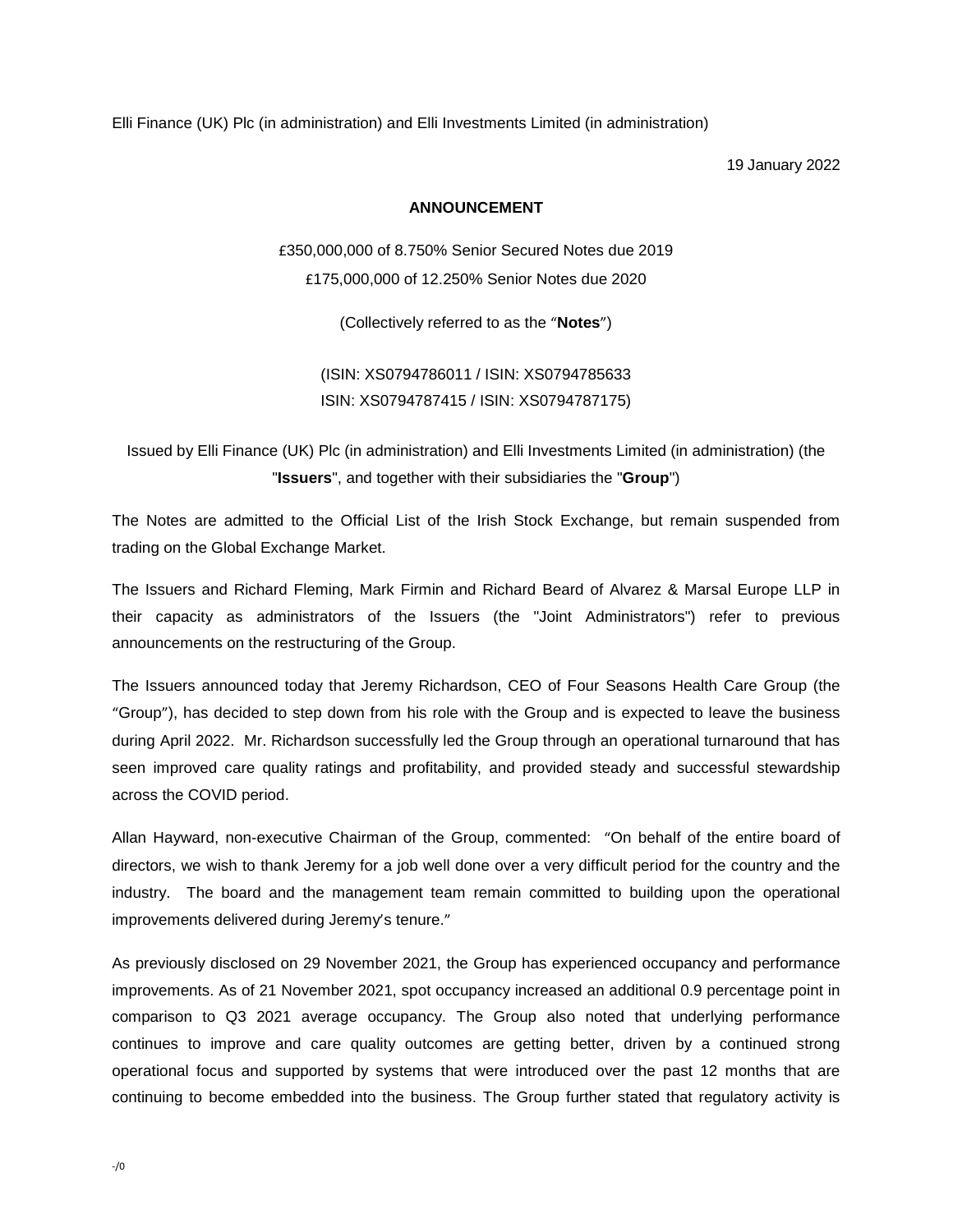Elli Finance (UK) Plc (in administration) and Elli Investments Limited (in administration)

19 January 2022

**ANNOUNCEMENT**

£350,000,000 of 8.750% Senior Secured Notes due 2019

£175,000,000 of 12.250% Senior Notes due 2020

(Collectively referred to as the "**Notes**")

(ISIN: XS0794786011 / ISIN: XS0794785633

ISIN: XS0794787415 / ISIN: XS0794787175)

Issued by Elli Finance (UK) Plc (in administration) and Elli Investments Limited (in administration) (the "**Issuers**", and together with their subsidiaries the "**Group**")

The Notes are admitted to the Official List of the Irish Stock Exchange, but remain suspended from trading on the Global Exchange Market.

The Issuers and Richard Fleming, Mark Firmin and Richard Beard of Alvarez & Marsal Europe LLP in their capacity as administrators of the Issuers (the "Joint Administrators") refer to previous announcements on the restructuring of the Group.

The Issuers announced today that Jeremy Richardson, CEO of Four Seasons Health Care Group (the "Group"), has decided to step down from his role with the Group and is expected to leave the business during April 2022. Mr. Richardson successfully led the Group through an operational turnaround that has seen improved care quality ratings and profitability, and provided steady and successful stewardship across the COVID period.

Allan Hayward, non-executive Chairman of the Group, commented: "On behalf of the entire board of directors, we wish to thank Jeremy for a job well done over a very difficult period for the country and the industry. The board and the management team remain committed to building upon the operational improvements delivered during Jeremy's tenure."

As previously disclosed on 29 November 2021, the Group has experienced occupancy and performance improvements. As of 21 November 2021, spot occupancy increased an additional 0.9 percentage point in comparison to Q3 2021 average occupancy. The Group also noted that underlying performance continues to improve and care quality outcomes are getting better, driven by a continued strong operational focus and supported by systems that were introduced over the past 12 months that are continuing to become embedded into the business. The Group further stated that regulatory activity is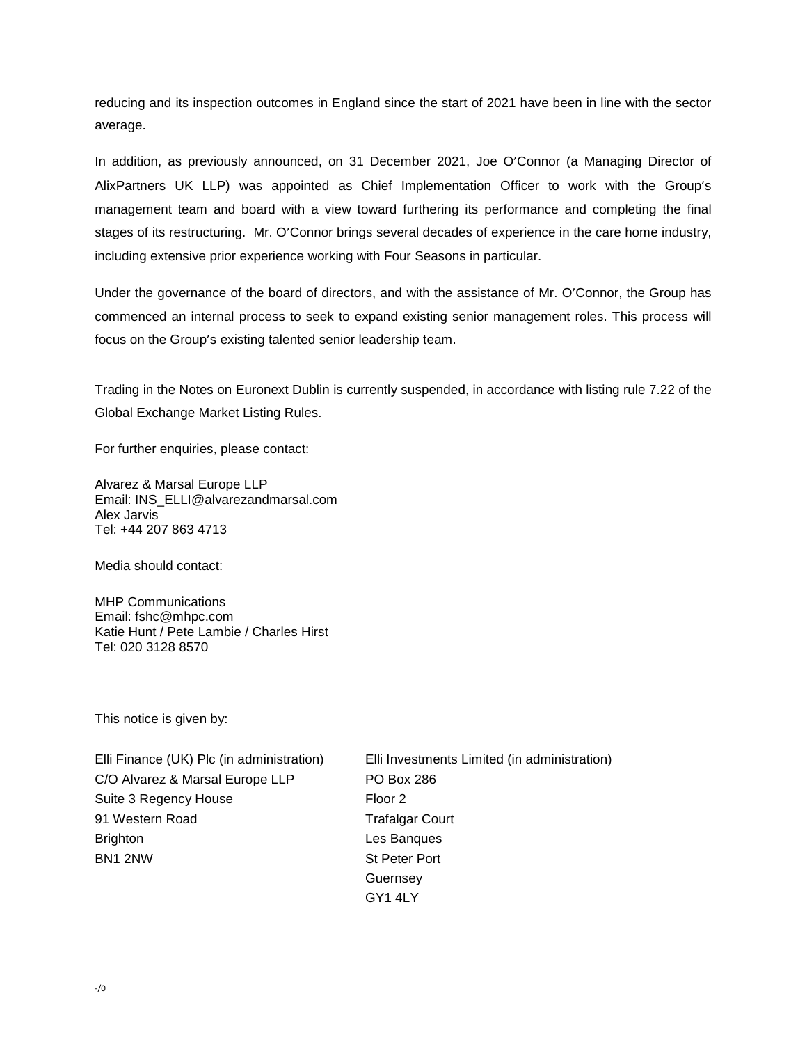reducing and its inspection outcomes in England since the start of 2021 have been in line with the sector average.

In addition, as previously announced, on 31 December 2021, Joe O′Connor (a Managing Director of AlixPartners UK LLP) was appointed as Chief Implementation Officer to work with the Group′s management team and board with a view toward furthering its performance and completing the final stages of its restructuring. Mr. O′Connor brings several decades of experience in the care home industry, including extensive prior experience working with Four Seasons in particular.

Under the governance of the board of directors, and with the assistance of Mr. O′Connor, the Group has commenced an internal process to seek to expand existing senior management roles. This process will focus on the Group′s existing talented senior leadership team.

Trading in the Notes on Euronext Dublin is currently suspended, in accordance with listing rule 7.22 of the Global Exchange Market Listing Rules.

For further enquiries, please contact:

Alvarez & Marsal Europe LLP
Email: INS_ELLI@alvarezandmarsal.com
Alex Jarvis
Tel: +44 207 863 4713

Media should contact:

MHP Communications
Email: fshc@mhpc.com
Katie Hunt / Pete Lambie / Charles Hirst
Tel: 020 3128 8570

This notice is given by:

Elli Finance (UK) Plc (in administration)
C/O Alvarez & Marsal Europe LLP
Suite 3 Regency House
91 Western Road
Brighton
BN1 2NW

Elli Investments Limited (in administration)
PO Box 286
Floor 2
Trafalgar Court
Les Banques
St Peter Port
Guernsey
GY1 4LY